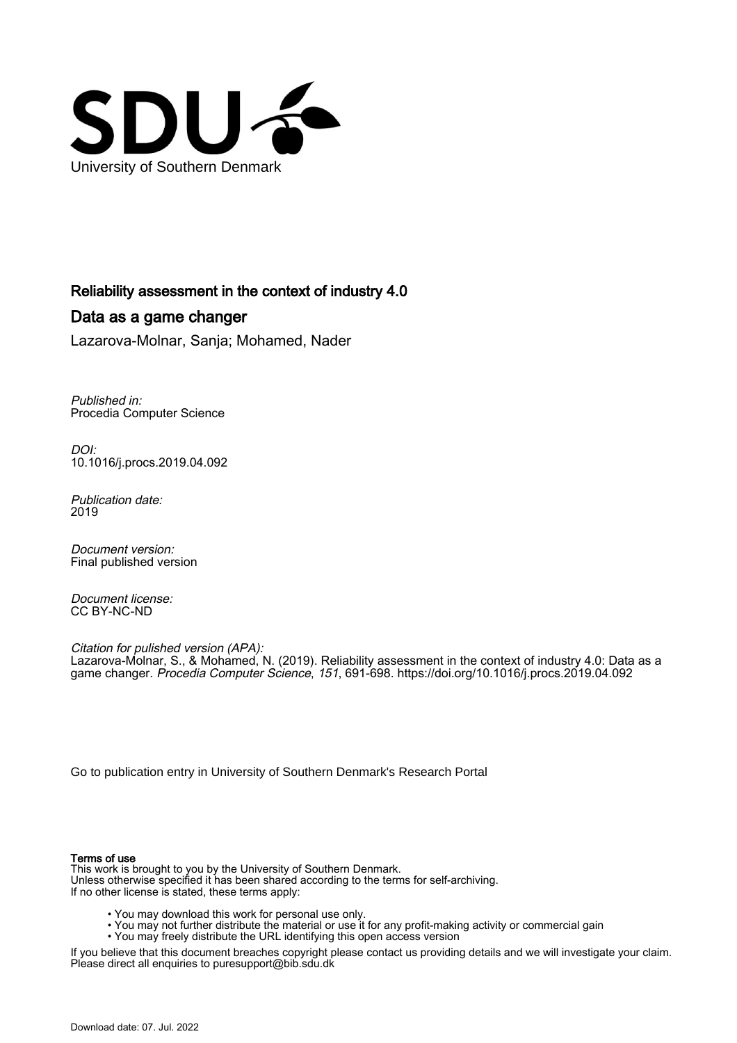University of Southern Denmark

# Reliability assessment in the context of industry 4.0

## Data as a game changer

Lazarova-Molnar, Sanja; Mohamed, Nader

*Published in:*
Procedia Computer Science

*DOI:*
10.1016/j.procs.2019.04.092

*Publication date:*
2019

*Document version:*
Final published version

*Document license:*
CC BY-NC-ND

*Citation for pulished version (APA):*
Lazarova-Molnar, S., & Mohamed, N. (2019). Reliability assessment in the context of industry 4.0: Data as a game changer. *Procedia Computer Science*, *151*, 691-698. https://doi.org/10.1016/j.procs.2019.04.092

Go to publication entry in University of Southern Denmark's Research Portal

**Terms of use**
This work is brought to you by the University of Southern Denmark.
Unless otherwise specified it has been shared according to the terms for self-archiving.
If no other license is stated, these terms apply:

- You may download this work for personal use only.
- You may not further distribute the material or use it for any profit-making activity or commercial gain
- You may freely distribute the URL identifying this open access version

If you believe that this document breaches copyright please contact us providing details and we will investigate your claim.
Please direct all enquiries to puresupport@bib.sdu.dk

Download date: 07. Jul. 2022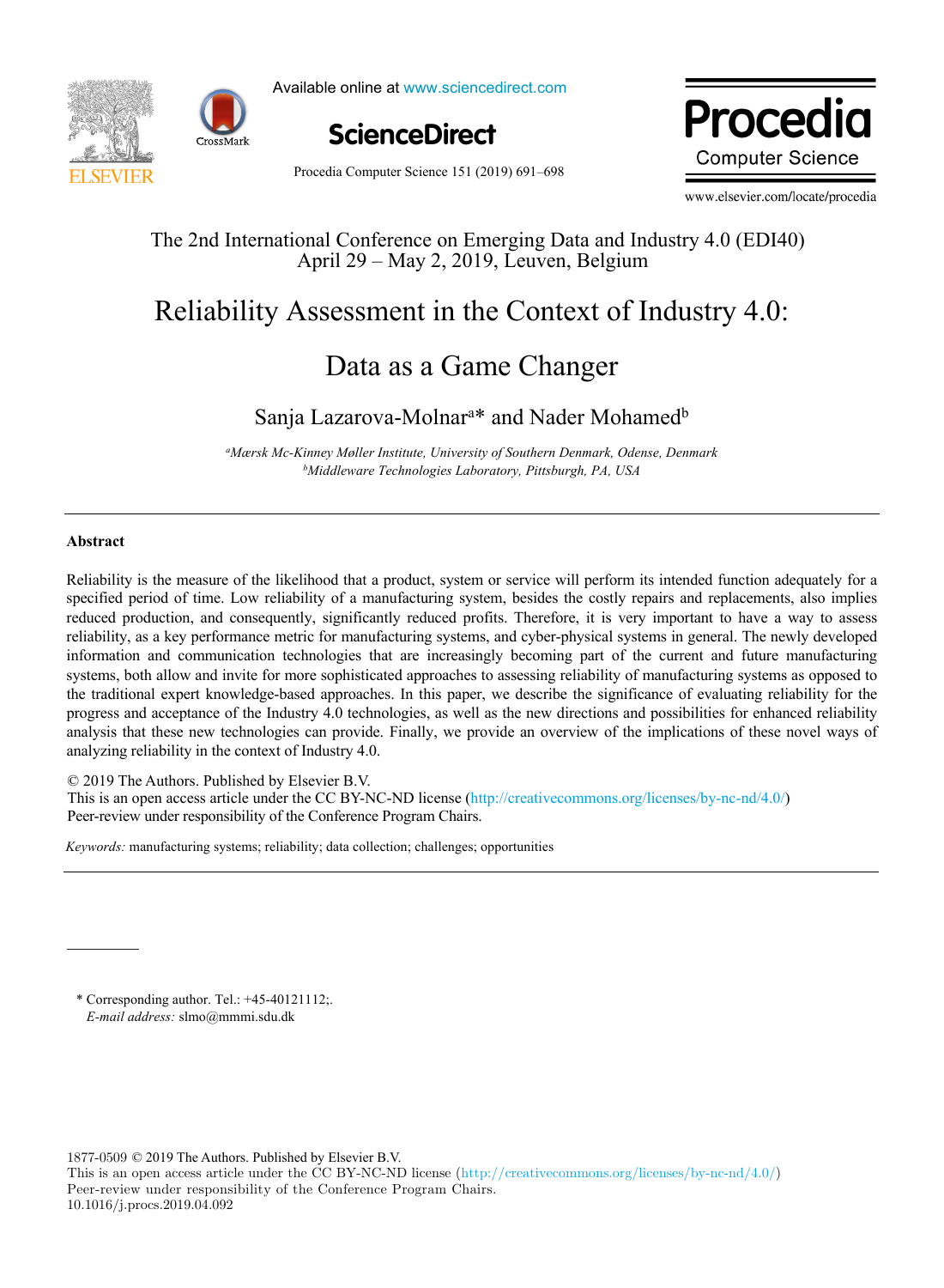The 2nd International Conference on Emerging Data and Industry 4.0 (EDI40)
April 29 – May 2, 2019, Leuven, Belgium

# Reliability Assessment in the Context of Industry 4.0: Data as a Game Changer

Sanja Lazarova-Molnar[a]* and Nader Mohamed[b]

[a] *Mærsk Mc-Kinney Møller Institute, University of Southern Denmark, Odense, Denmark*
[b] *Middleware Technologies Laboratory, Pittsburgh, PA, USA*

---

## Abstract

Reliability is the measure of the likelihood that a product, system or service will perform its intended function adequately for a specified period of time. Low reliability of a manufacturing system, besides the costly repairs and replacements, also implies reduced production, and consequently, significantly reduced profits. Therefore, it is very important to have a way to assess reliability, as a key performance metric for manufacturing systems, and cyber-physical systems in general. The newly developed information and communication technologies that are increasingly becoming part of the current and future manufacturing systems, both allow and invite for more sophisticated approaches to assessing reliability of manufacturing systems as opposed to the traditional expert knowledge-based approaches. In this paper, we describe the significance of evaluating reliability for the progress and acceptance of the Industry 4.0 technologies, as well as the new directions and possibilities for enhanced reliability analysis that these new technologies can provide. Finally, we provide an overview of the implications of these novel ways of analyzing reliability in the context of Industry 4.0.

© 2019 The Authors. Published by Elsevier B.V.
This is an open access article under the CC BY-NC-ND license (http://creativecommons.org/licenses/by-nc-nd/4.0/)
Peer-review under responsibility of the Conference Program Chairs.

*Keywords:* manufacturing systems; reliability; data collection; challenges; opportunities

---

\* Corresponding author. Tel.: +45-40121112;.
*E-mail address:* slmo@mmmi.sdu.dk

1877-0509 © 2019 The Authors. Published by Elsevier B.V.
This is an open access article under the CC BY-NC-ND license (http://creativecommons.org/licenses/by-nc-nd/4.0/)
Peer-review under responsibility of the Conference Program Chairs.
10.1016/j.procs.2019.04.092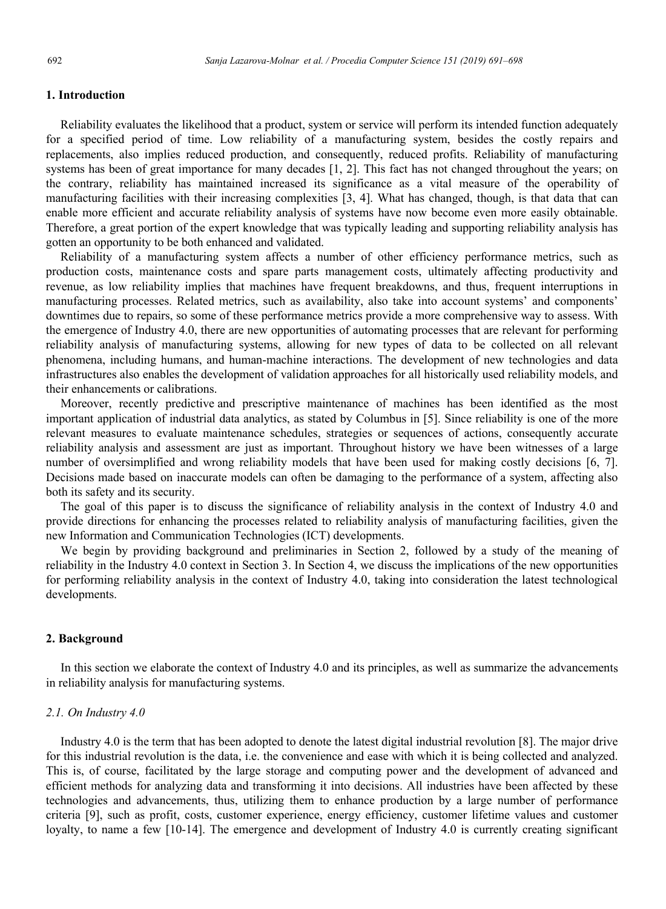## 1. Introduction

Reliability evaluates the likelihood that a product, system or service will perform its intended function adequately for a specified period of time. Low reliability of a manufacturing system, besides the costly repairs and replacements, also implies reduced production, and consequently, reduced profits. Reliability of manufacturing systems has been of great importance for many decades [1, 2]. This fact has not changed throughout the years; on the contrary, reliability has maintained increased its significance as a vital measure of the operability of manufacturing facilities with their increasing complexities [3, 4]. What has changed, though, is that data that can enable more efficient and accurate reliability analysis of systems have now become even more easily obtainable. Therefore, a great portion of the expert knowledge that was typically leading and supporting reliability analysis has gotten an opportunity to be both enhanced and validated.

Reliability of a manufacturing system affects a number of other efficiency performance metrics, such as production costs, maintenance costs and spare parts management costs, ultimately affecting productivity and revenue, as low reliability implies that machines have frequent breakdowns, and thus, frequent interruptions in manufacturing processes. Related metrics, such as availability, also take into account systems' and components' downtimes due to repairs, so some of these performance metrics provide a more comprehensive way to assess. With the emergence of Industry 4.0, there are new opportunities of automating processes that are relevant for performing reliability analysis of manufacturing systems, allowing for new types of data to be collected on all relevant phenomena, including humans, and human-machine interactions. The development of new technologies and data infrastructures also enables the development of validation approaches for all historically used reliability models, and their enhancements or calibrations.

Moreover, recently predictive and prescriptive maintenance of machines has been identified as the most important application of industrial data analytics, as stated by Columbus in [5]. Since reliability is one of the more relevant measures to evaluate maintenance schedules, strategies or sequences of actions, consequently accurate reliability analysis and assessment are just as important. Throughout history we have been witnesses of a large number of oversimplified and wrong reliability models that have been used for making costly decisions [6, 7]. Decisions made based on inaccurate models can often be damaging to the performance of a system, affecting also both its safety and its security.

The goal of this paper is to discuss the significance of reliability analysis in the context of Industry 4.0 and provide directions for enhancing the processes related to reliability analysis of manufacturing facilities, given the new Information and Communication Technologies (ICT) developments.

We begin by providing background and preliminaries in Section 2, followed by a study of the meaning of reliability in the Industry 4.0 context in Section 3. In Section 4, we discuss the implications of the new opportunities for performing reliability analysis in the context of Industry 4.0, taking into consideration the latest technological developments.

## 2. Background

In this section we elaborate the context of Industry 4.0 and its principles, as well as summarize the advancements in reliability analysis for manufacturing systems.

### *2.1. On Industry 4.0*

Industry 4.0 is the term that has been adopted to denote the latest digital industrial revolution [8]. The major drive for this industrial revolution is the data, i.e. the convenience and ease with which it is being collected and analyzed. This is, of course, facilitated by the large storage and computing power and the development of advanced and efficient methods for analyzing data and transforming it into decisions. All industries have been affected by these technologies and advancements, thus, utilizing them to enhance production by a large number of performance criteria [9], such as profit, costs, customer experience, energy efficiency, customer lifetime values and customer loyalty, to name a few [10-14]. The emergence and development of Industry 4.0 is currently creating significant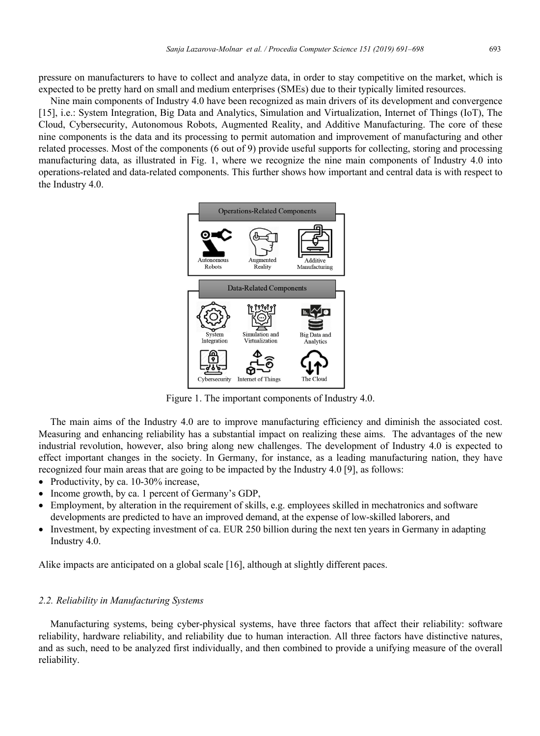pressure on manufacturers to have to collect and analyze data, in order to stay competitive on the market, which is expected to be pretty hard on small and medium enterprises (SMEs) due to their typically limited resources.

Nine main components of Industry 4.0 have been recognized as main drivers of its development and convergence [15], i.e.: System Integration, Big Data and Analytics, Simulation and Virtualization, Internet of Things (IoT), The Cloud, Cybersecurity, Autonomous Robots, Augmented Reality, and Additive Manufacturing. The core of these nine components is the data and its processing to permit automation and improvement of manufacturing and other related processes. Most of the components (6 out of 9) provide useful supports for collecting, storing and processing manufacturing data, as illustrated in Fig. 1, where we recognize the nine main components of Industry 4.0 into operations-related and data-related components. This further shows how important and central data is with respect to the Industry 4.0.

Figure 1. The important components of Industry 4.0.

The main aims of the Industry 4.0 are to improve manufacturing efficiency and diminish the associated cost. Measuring and enhancing reliability has a substantial impact on realizing these aims. The advantages of the new industrial revolution, however, also bring along new challenges. The development of Industry 4.0 is expected to effect important changes in the society. In Germany, for instance, as a leading manufacturing nation, they have recognized four main areas that are going to be impacted by the Industry 4.0 [9], as follows:

- Productivity, by ca. 10-30% increase,
- Income growth, by ca. 1 percent of Germany's GDP,
- Employment, by alteration in the requirement of skills, e.g. employees skilled in mechatronics and software developments are predicted to have an improved demand, at the expense of low-skilled laborers, and
- Investment, by expecting investment of ca. EUR 250 billion during the next ten years in Germany in adapting Industry 4.0.

Alike impacts are anticipated on a global scale [16], although at slightly different paces.

### *2.2. Reliability in Manufacturing Systems*

Manufacturing systems, being cyber-physical systems, have three factors that affect their reliability: software reliability, hardware reliability, and reliability due to human interaction. All three factors have distinctive natures, and as such, need to be analyzed first individually, and then combined to provide a unifying measure of the overall reliability.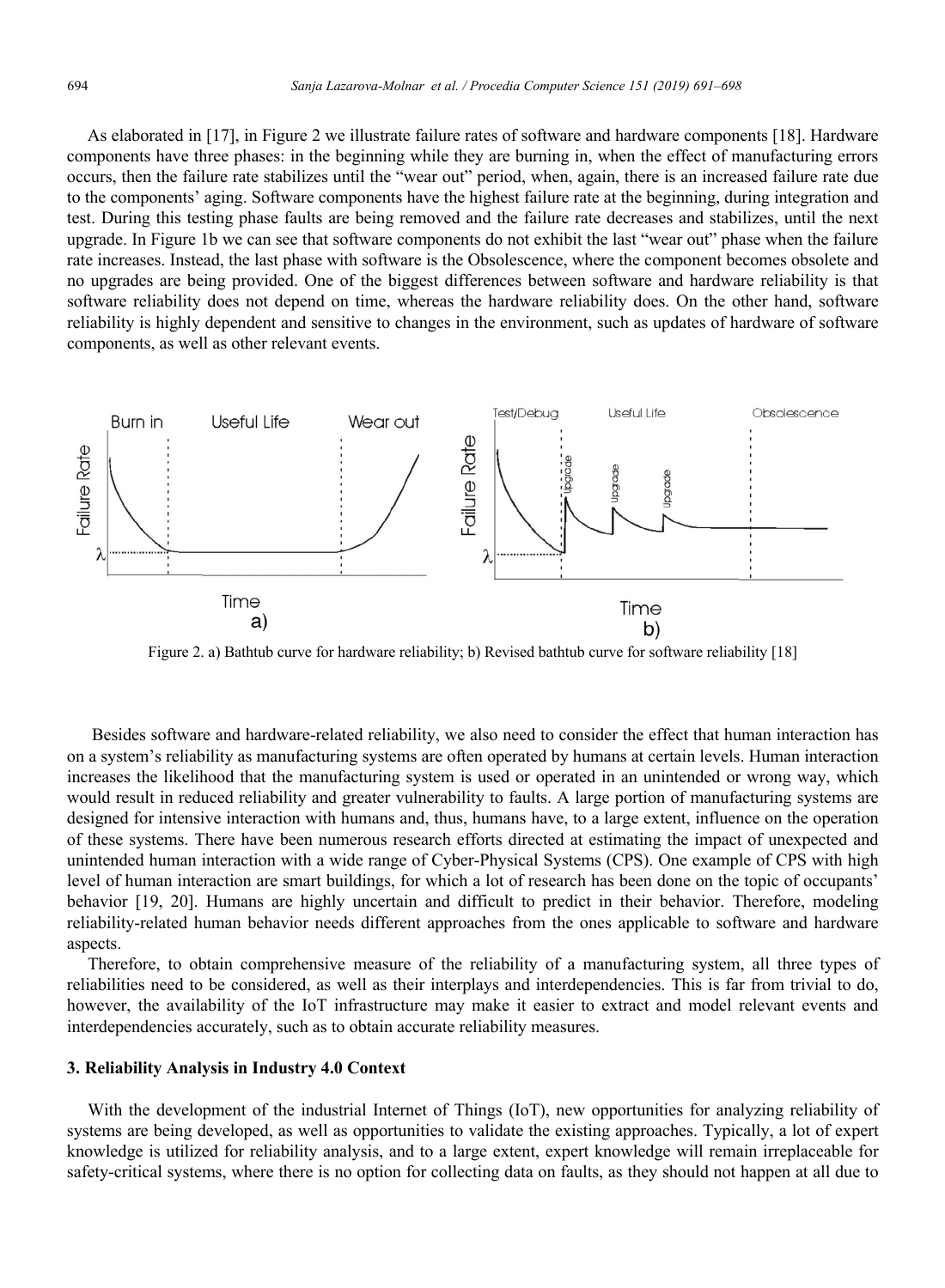As elaborated in [17], in Figure 2 we illustrate failure rates of software and hardware components [18]. Hardware components have three phases: in the beginning while they are burning in, when the effect of manufacturing errors occurs, then the failure rate stabilizes until the "wear out" period, when, again, there is an increased failure rate due to the components' aging. Software components have the highest failure rate at the beginning, during integration and test. During this testing phase faults are being removed and the failure rate decreases and stabilizes, until the next upgrade. In Figure 1b we can see that software components do not exhibit the last "wear out" phase when the failure rate increases. Instead, the last phase with software is the Obsolescence, where the component becomes obsolete and no upgrades are being provided. One of the biggest differences between software and hardware reliability is that software reliability does not depend on time, whereas the hardware reliability does. On the other hand, software reliability is highly dependent and sensitive to changes in the environment, such as updates of hardware of software components, as well as other relevant events.

Figure 2. a) Bathtub curve for hardware reliability; b) Revised bathtub curve for software reliability [18]

Besides software and hardware-related reliability, we also need to consider the effect that human interaction has on a system's reliability as manufacturing systems are often operated by humans at certain levels. Human interaction increases the likelihood that the manufacturing system is used or operated in an unintended or wrong way, which would result in reduced reliability and greater vulnerability to faults. A large portion of manufacturing systems are designed for intensive interaction with humans and, thus, humans have, to a large extent, influence on the operation of these systems. There have been numerous research efforts directed at estimating the impact of unexpected and unintended human interaction with a wide range of Cyber-Physical Systems (CPS). One example of CPS with high level of human interaction are smart buildings, for which a lot of research has been done on the topic of occupants' behavior [19, 20]. Humans are highly uncertain and difficult to predict in their behavior. Therefore, modeling reliability-related human behavior needs different approaches from the ones applicable to software and hardware aspects.

Therefore, to obtain comprehensive measure of the reliability of a manufacturing system, all three types of reliabilities need to be considered, as well as their interplays and interdependencies. This is far from trivial to do, however, the availability of the IoT infrastructure may make it easier to extract and model relevant events and interdependencies accurately, such as to obtain accurate reliability measures.

### 3. Reliability Analysis in Industry 4.0 Context

With the development of the industrial Internet of Things (IoT), new opportunities for analyzing reliability of systems are being developed, as well as opportunities to validate the existing approaches. Typically, a lot of expert knowledge is utilized for reliability analysis, and to a large extent, expert knowledge will remain irreplaceable for safety-critical systems, where there is no option for collecting data on faults, as they should not happen at all due to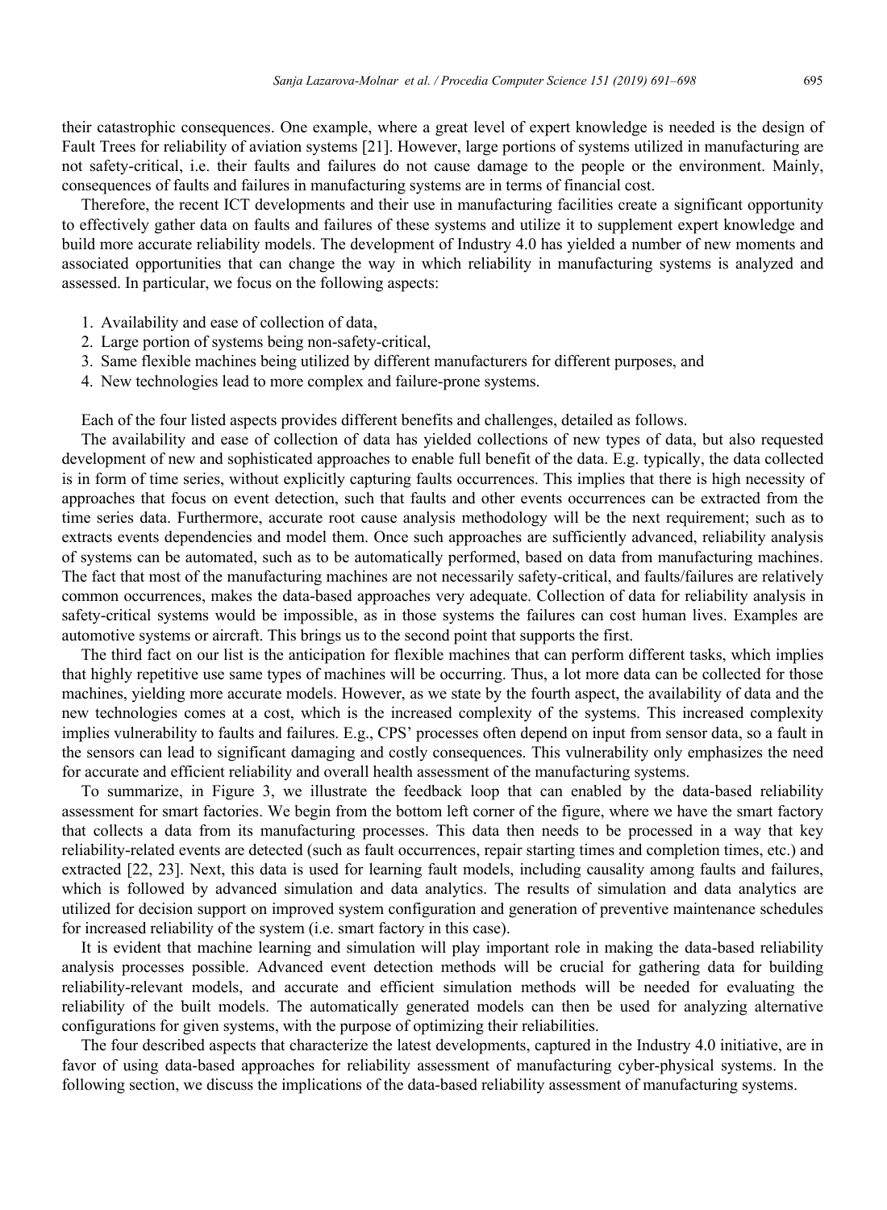their catastrophic consequences. One example, where a great level of expert knowledge is needed is the design of Fault Trees for reliability of aviation systems [21]. However, large portions of systems utilized in manufacturing are not safety-critical, i.e. their faults and failures do not cause damage to the people or the environment. Mainly, consequences of faults and failures in manufacturing systems are in terms of financial cost.

Therefore, the recent ICT developments and their use in manufacturing facilities create a significant opportunity to effectively gather data on faults and failures of these systems and utilize it to supplement expert knowledge and build more accurate reliability models. The development of Industry 4.0 has yielded a number of new moments and associated opportunities that can change the way in which reliability in manufacturing systems is analyzed and assessed. In particular, we focus on the following aspects:

1. Availability and ease of collection of data,
2. Large portion of systems being non-safety-critical,
3. Same flexible machines being utilized by different manufacturers for different purposes, and
4. New technologies lead to more complex and failure-prone systems.

Each of the four listed aspects provides different benefits and challenges, detailed as follows.

The availability and ease of collection of data has yielded collections of new types of data, but also requested development of new and sophisticated approaches to enable full benefit of the data. E.g. typically, the data collected is in form of time series, without explicitly capturing faults occurrences. This implies that there is high necessity of approaches that focus on event detection, such that faults and other events occurrences can be extracted from the time series data. Furthermore, accurate root cause analysis methodology will be the next requirement; such as to extracts events dependencies and model them. Once such approaches are sufficiently advanced, reliability analysis of systems can be automated, such as to be automatically performed, based on data from manufacturing machines. The fact that most of the manufacturing machines are not necessarily safety-critical, and faults/failures are relatively common occurrences, makes the data-based approaches very adequate. Collection of data for reliability analysis in safety-critical systems would be impossible, as in those systems the failures can cost human lives. Examples are automotive systems or aircraft. This brings us to the second point that supports the first.

The third fact on our list is the anticipation for flexible machines that can perform different tasks, which implies that highly repetitive use same types of machines will be occurring. Thus, a lot more data can be collected for those machines, yielding more accurate models. However, as we state by the fourth aspect, the availability of data and the new technologies comes at a cost, which is the increased complexity of the systems. This increased complexity implies vulnerability to faults and failures. E.g., CPS' processes often depend on input from sensor data, so a fault in the sensors can lead to significant damaging and costly consequences. This vulnerability only emphasizes the need for accurate and efficient reliability and overall health assessment of the manufacturing systems.

To summarize, in Figure 3, we illustrate the feedback loop that can enabled by the data-based reliability assessment for smart factories. We begin from the bottom left corner of the figure, where we have the smart factory that collects a data from its manufacturing processes. This data then needs to be processed in a way that key reliability-related events are detected (such as fault occurrences, repair starting times and completion times, etc.) and extracted [22, 23]. Next, this data is used for learning fault models, including causality among faults and failures, which is followed by advanced simulation and data analytics. The results of simulation and data analytics are utilized for decision support on improved system configuration and generation of preventive maintenance schedules for increased reliability of the system (i.e. smart factory in this case).

It is evident that machine learning and simulation will play important role in making the data-based reliability analysis processes possible. Advanced event detection methods will be crucial for gathering data for building reliability-relevant models, and accurate and efficient simulation methods will be needed for evaluating the reliability of the built models. The automatically generated models can then be used for analyzing alternative configurations for given systems, with the purpose of optimizing their reliabilities.

The four described aspects that characterize the latest developments, captured in the Industry 4.0 initiative, are in favor of using data-based approaches for reliability assessment of manufacturing cyber-physical systems. In the following section, we discuss the implications of the data-based reliability assessment of manufacturing systems.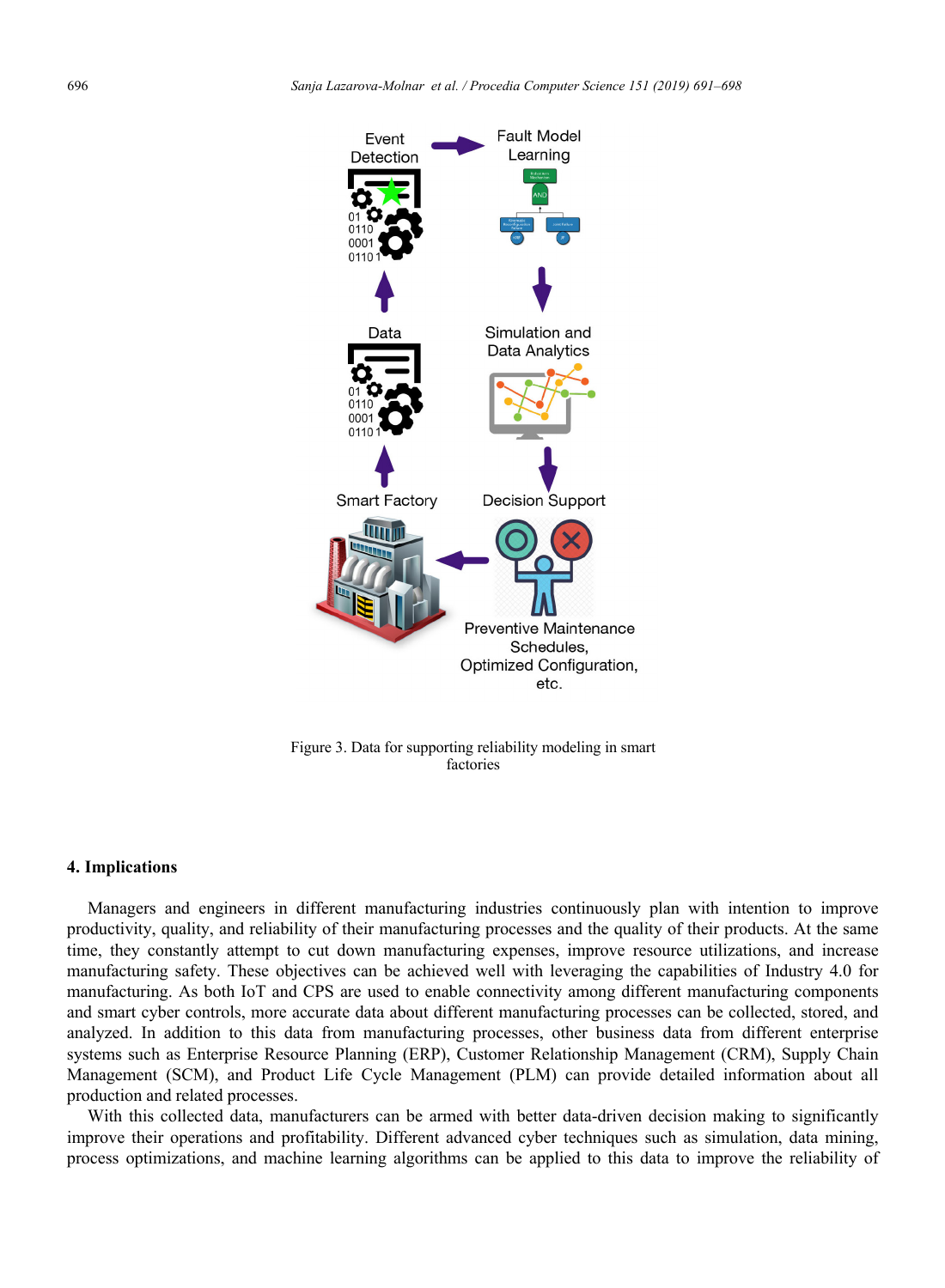Figure 3. Data for supporting reliability modeling in smart factories

## 4. Implications

Managers and engineers in different manufacturing industries continuously plan with intention to improve productivity, quality, and reliability of their manufacturing processes and the quality of their products. At the same time, they constantly attempt to cut down manufacturing expenses, improve resource utilizations, and increase manufacturing safety. These objectives can be achieved well with leveraging the capabilities of Industry 4.0 for manufacturing. As both IoT and CPS are used to enable connectivity among different manufacturing components and smart cyber controls, more accurate data about different manufacturing processes can be collected, stored, and analyzed. In addition to this data from manufacturing processes, other business data from different enterprise systems such as Enterprise Resource Planning (ERP), Customer Relationship Management (CRM), Supply Chain Management (SCM), and Product Life Cycle Management (PLM) can provide detailed information about all production and related processes.

With this collected data, manufacturers can be armed with better data-driven decision making to significantly improve their operations and profitability. Different advanced cyber techniques such as simulation, data mining, process optimizations, and machine learning algorithms can be applied to this data to improve the reliability of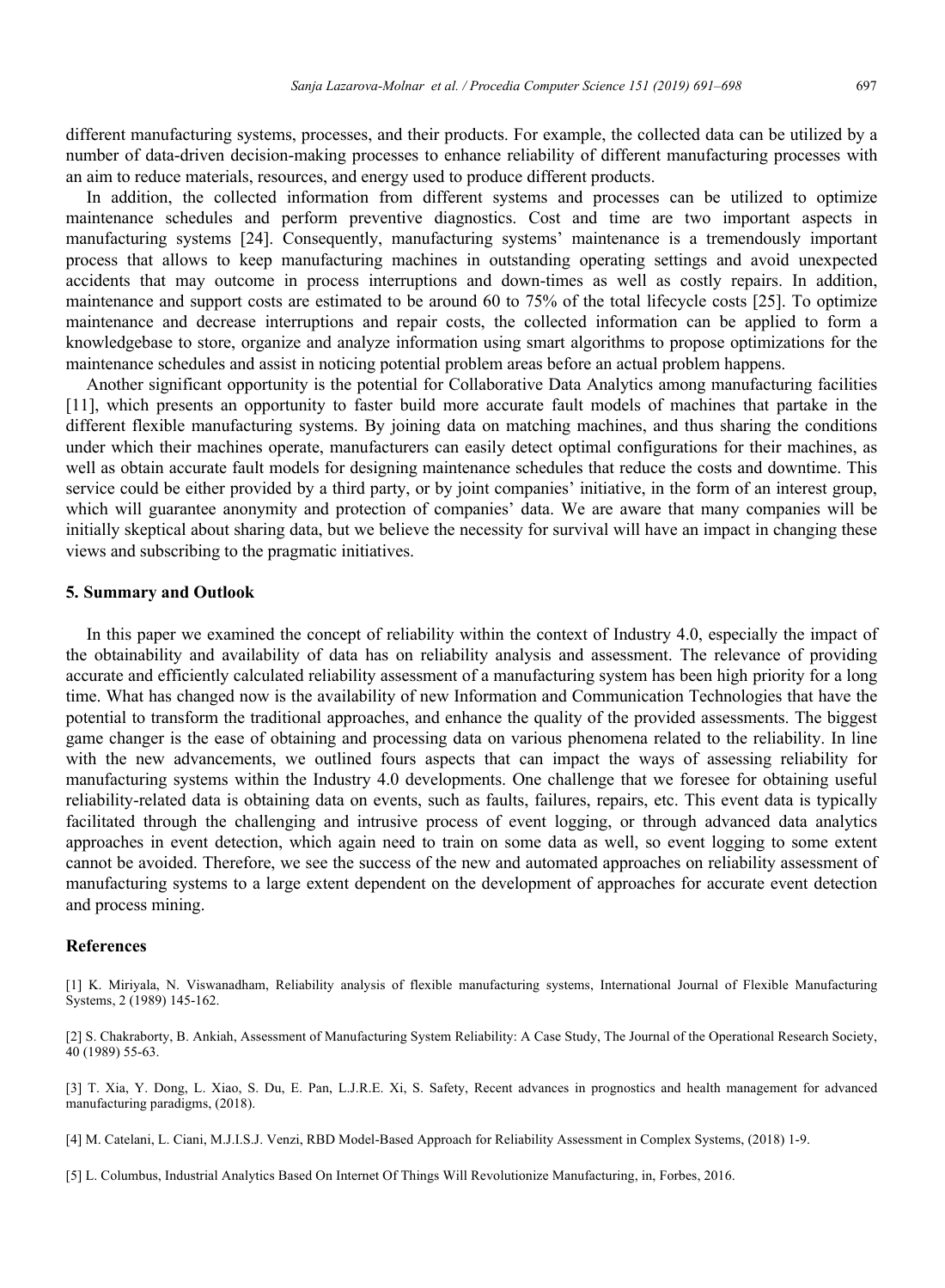different manufacturing systems, processes, and their products. For example, the collected data can be utilized by a number of data-driven decision-making processes to enhance reliability of different manufacturing processes with an aim to reduce materials, resources, and energy used to produce different products.

In addition, the collected information from different systems and processes can be utilized to optimize maintenance schedules and perform preventive diagnostics. Cost and time are two important aspects in manufacturing systems [24]. Consequently, manufacturing systems' maintenance is a tremendously important process that allows to keep manufacturing machines in outstanding operating settings and avoid unexpected accidents that may outcome in process interruptions and down-times as well as costly repairs. In addition, maintenance and support costs are estimated to be around 60 to 75% of the total lifecycle costs [25]. To optimize maintenance and decrease interruptions and repair costs, the collected information can be applied to form a knowledgebase to store, organize and analyze information using smart algorithms to propose optimizations for the maintenance schedules and assist in noticing potential problem areas before an actual problem happens.

Another significant opportunity is the potential for Collaborative Data Analytics among manufacturing facilities [11], which presents an opportunity to faster build more accurate fault models of machines that partake in the different flexible manufacturing systems. By joining data on matching machines, and thus sharing the conditions under which their machines operate, manufacturers can easily detect optimal configurations for their machines, as well as obtain accurate fault models for designing maintenance schedules that reduce the costs and downtime. This service could be either provided by a third party, or by joint companies' initiative, in the form of an interest group, which will guarantee anonymity and protection of companies' data. We are aware that many companies will be initially skeptical about sharing data, but we believe the necessity for survival will have an impact in changing these views and subscribing to the pragmatic initiatives.

## 5. Summary and Outlook

In this paper we examined the concept of reliability within the context of Industry 4.0, especially the impact of the obtainability and availability of data has on reliability analysis and assessment. The relevance of providing accurate and efficiently calculated reliability assessment of a manufacturing system has been high priority for a long time. What has changed now is the availability of new Information and Communication Technologies that have the potential to transform the traditional approaches, and enhance the quality of the provided assessments. The biggest game changer is the ease of obtaining and processing data on various phenomena related to the reliability. In line with the new advancements, we outlined fours aspects that can impact the ways of assessing reliability for manufacturing systems within the Industry 4.0 developments. One challenge that we foresee for obtaining useful reliability-related data is obtaining data on events, such as faults, failures, repairs, etc. This event data is typically facilitated through the challenging and intrusive process of event logging, or through advanced data analytics approaches in event detection, which again need to train on some data as well, so event logging to some extent cannot be avoided. Therefore, we see the success of the new and automated approaches on reliability assessment of manufacturing systems to a large extent dependent on the development of approaches for accurate event detection and process mining.

## References

[1] K. Miriyala, N. Viswanadham, Reliability analysis of flexible manufacturing systems, International Journal of Flexible Manufacturing Systems, 2 (1989) 145-162.

[2] S. Chakraborty, B. Ankiah, Assessment of Manufacturing System Reliability: A Case Study, The Journal of the Operational Research Society, 40 (1989) 55-63.

[3] T. Xia, Y. Dong, L. Xiao, S. Du, E. Pan, L.J.R.E. Xi, S. Safety, Recent advances in prognostics and health management for advanced manufacturing paradigms, (2018).

[4] M. Catelani, L. Ciani, M.J.I.S.J. Venzi, RBD Model-Based Approach for Reliability Assessment in Complex Systems, (2018) 1-9.

[5] L. Columbus, Industrial Analytics Based On Internet Of Things Will Revolutionize Manufacturing, in, Forbes, 2016.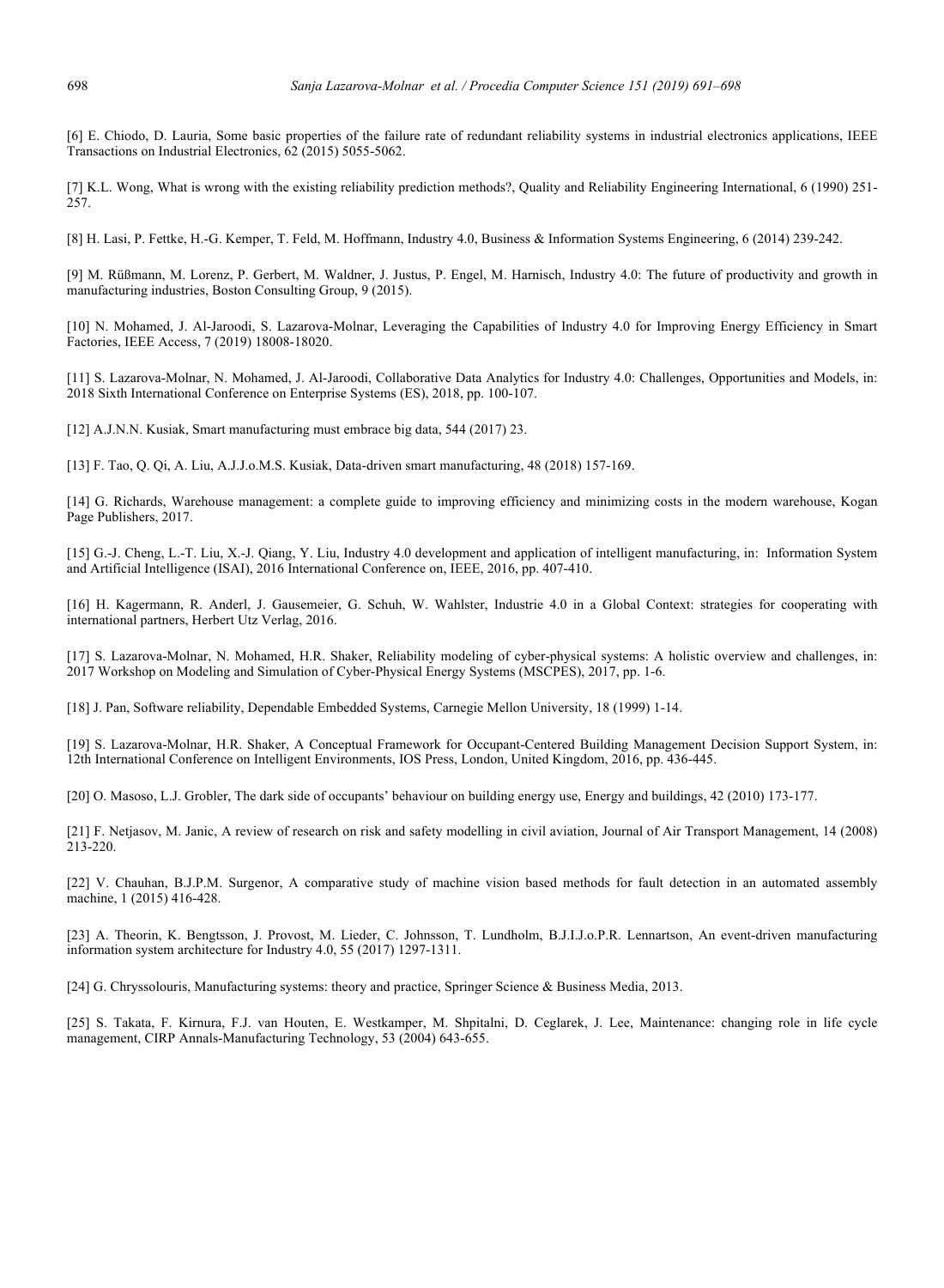[6] E. Chiodo, D. Lauria, Some basic properties of the failure rate of redundant reliability systems in industrial electronics applications, IEEE Transactions on Industrial Electronics, 62 (2015) 5055-5062.

[7] K.L. Wong, What is wrong with the existing reliability prediction methods?, Quality and Reliability Engineering International, 6 (1990) 251-257.

[8] H. Lasi, P. Fettke, H.-G. Kemper, T. Feld, M. Hoffmann, Industry 4.0, Business & Information Systems Engineering, 6 (2014) 239-242.

[9] M. Rüßmann, M. Lorenz, P. Gerbert, M. Waldner, J. Justus, P. Engel, M. Harnisch, Industry 4.0: The future of productivity and growth in manufacturing industries, Boston Consulting Group, 9 (2015).

[10] N. Mohamed, J. Al-Jaroodi, S. Lazarova-Molnar, Leveraging the Capabilities of Industry 4.0 for Improving Energy Efficiency in Smart Factories, IEEE Access, 7 (2019) 18008-18020.

[11] S. Lazarova-Molnar, N. Mohamed, J. Al-Jaroodi, Collaborative Data Analytics for Industry 4.0: Challenges, Opportunities and Models, in: 2018 Sixth International Conference on Enterprise Systems (ES), 2018, pp. 100-107.

[12] A.J.N.N. Kusiak, Smart manufacturing must embrace big data, 544 (2017) 23.

[13] F. Tao, Q. Qi, A. Liu, A.J.J.o.M.S. Kusiak, Data-driven smart manufacturing, 48 (2018) 157-169.

[14] G. Richards, Warehouse management: a complete guide to improving efficiency and minimizing costs in the modern warehouse, Kogan Page Publishers, 2017.

[15] G.-J. Cheng, L.-T. Liu, X.-J. Qiang, Y. Liu, Industry 4.0 development and application of intelligent manufacturing, in: Information System and Artificial Intelligence (ISAI), 2016 International Conference on, IEEE, 2016, pp. 407-410.

[16] H. Kagermann, R. Anderl, J. Gausemeier, G. Schuh, W. Wahlster, Industrie 4.0 in a Global Context: strategies for cooperating with international partners, Herbert Utz Verlag, 2016.

[17] S. Lazarova-Molnar, N. Mohamed, H.R. Shaker, Reliability modeling of cyber-physical systems: A holistic overview and challenges, in: 2017 Workshop on Modeling and Simulation of Cyber-Physical Energy Systems (MSCPES), 2017, pp. 1-6.

[18] J. Pan, Software reliability, Dependable Embedded Systems, Carnegie Mellon University, 18 (1999) 1-14.

[19] S. Lazarova-Molnar, H.R. Shaker, A Conceptual Framework for Occupant-Centered Building Management Decision Support System, in: 12th International Conference on Intelligent Environments, IOS Press, London, United Kingdom, 2016, pp. 436-445.

[20] O. Masoso, L.J. Grobler, The dark side of occupants' behaviour on building energy use, Energy and buildings, 42 (2010) 173-177.

[21] F. Netjasov, M. Janic, A review of research on risk and safety modelling in civil aviation, Journal of Air Transport Management, 14 (2008) 213-220.

[22] V. Chauhan, B.J.P.M. Surgenor, A comparative study of machine vision based methods for fault detection in an automated assembly machine, 1 (2015) 416-428.

[23] A. Theorin, K. Bengtsson, J. Provost, M. Lieder, C. Johnsson, T. Lundholm, B.J.I.J.o.P.R. Lennartson, An event-driven manufacturing information system architecture for Industry 4.0, 55 (2017) 1297-1311.

[24] G. Chryssolouris, Manufacturing systems: theory and practice, Springer Science & Business Media, 2013.

[25] S. Takata, F. Kirnura, F.J. van Houten, E. Westkamper, M. Shpitalni, D. Ceglarek, J. Lee, Maintenance: changing role in life cycle management, CIRP Annals-Manufacturing Technology, 53 (2004) 643-655.